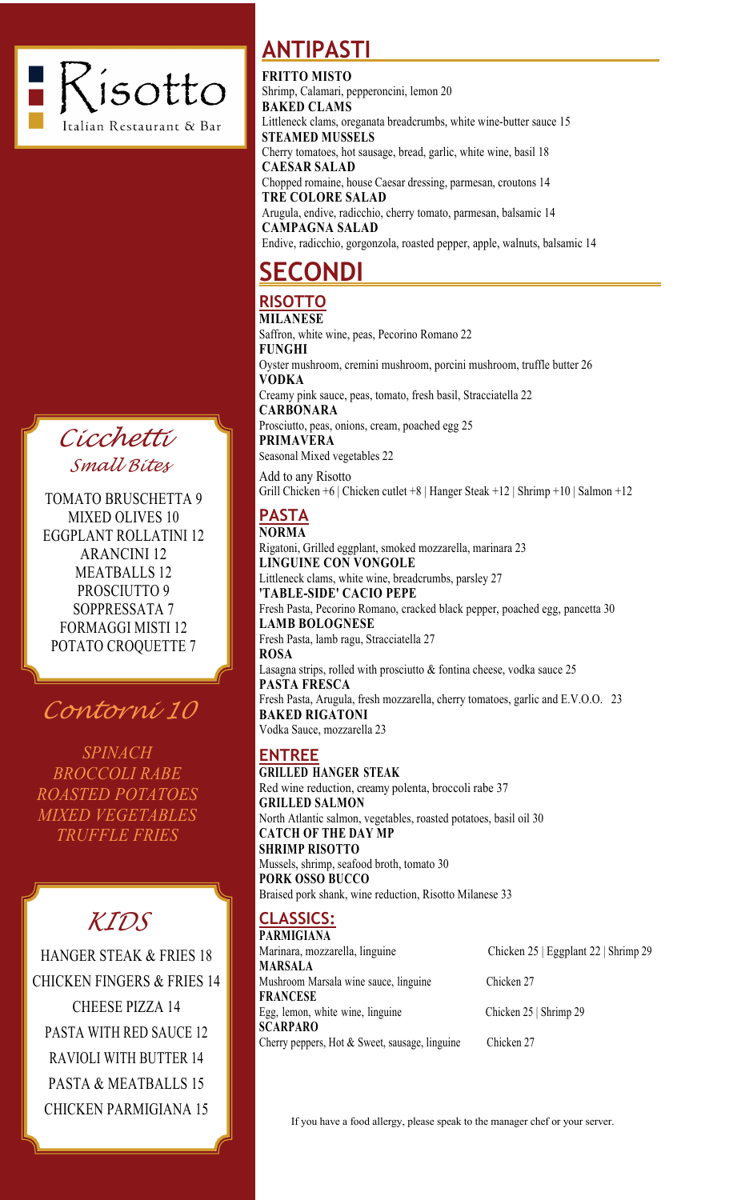# Risotto

Italian Restaurant & Bar

## Cicchetti

*Small Bites*

TOMATO BRUSCHETTA 9
MIXED OLIVES 10
EGGPLANT ROLLATINI 12
ARANCINI 12
MEATBALLS 12
PROSCIUTTO 9
SOPPRESSATA 7
FORMAGGI MISTI 12
POTATO CROQUETTE 7

## Contorni 10

*SPINACH*
*BROCCOLI RABE*
*ROASTED POTATOES*
*MIXED VEGETABLES*
*TRUFFLE FRIES*

## KIDS

HANGER STEAK & FRIES 18
CHICKEN FINGERS & FRIES 14
CHEESE PIZZA 14
PASTA WITH RED SAUCE 12
RAVIOLI WITH BUTTER 14
PASTA & MEATBALLS 15
CHICKEN PARMIGIANA 15

## ANTIPASTI

**FRITTO MISTO**
Shrimp, Calamari, pepperoncini, lemon 20

**BAKED CLAMS**
Littleneck clams, oreganata breadcrumbs, white wine-butter sauce 15

**STEAMED MUSSELS**
Cherry tomatoes, hot sausage, bread, garlic, white wine, basil 18

**CAESAR SALAD**
Chopped romaine, house Caesar dressing, parmesan, croutons 14

**TRE COLORE SALAD**
Arugula, endive, radicchio, cherry tomato, parmesan, balsamic 14

**CAMPAGNA SALAD**
Endive, radicchio, gorgonzola, roasted pepper, apple, walnuts, balsamic 14

## SECONDI

### RISOTTO

**MILANESE**
Saffron, white wine, peas, Pecorino Romano 22

**FUNGHI**
Oyster mushroom, cremini mushroom, porcini mushroom, truffle butter 26

**VODKA**
Creamy pink sauce, peas, tomato, fresh basil, Stracciatella 22

**CARBONARA**
Prosciutto, peas, onions, cream, poached egg 25

**PRIMAVERA**
Seasonal Mixed vegetables 22

Add to any Risotto
Grill Chicken +6 | Chicken cutlet +8 | Hanger Steak +12 | Shrimp +10 | Salmon +12

### PASTA

**NORMA**
Rigatoni, Grilled eggplant, smoked mozzarella, marinara 23

**LINGUINE CON VONGOLE**
Littleneck clams, white wine, breadcrumbs, parsley 27

**'TABLE-SIDE' CACIO PEPE**
Fresh Pasta, Pecorino Romano, cracked black pepper, poached egg, pancetta 30

**LAMB BOLOGNESE**
Fresh Pasta, lamb ragu, Stracciatella 27

**ROSA**
Lasagna strips, rolled with prosciutto & fontina cheese, vodka sauce 25

**PASTA FRESCA**
Fresh Pasta, Arugula, fresh mozzarella, cherry tomatoes, garlic and E.V.O.O. 23

**BAKED RIGATONI**
Vodka Sauce, mozzarella 23

### ENTREE

**GRILLED HANGER STEAK**
Red wine reduction, creamy polenta, broccoli rabe 37

**GRILLED SALMON**
North Atlantic salmon, vegetables, roasted potatoes, basil oil 30

**CATCH OF THE DAY MP**

**SHRIMP RISOTTO**
Mussels, shrimp, seafood broth, tomato 30

**PORK OSSO BUCCO**
Braised pork shank, wine reduction, Risotto Milanese 33

### CLASSICS:

**PARMIGIANA**
Marinara, mozzarella, linguine — Chicken 25 | Eggplant 22 | Shrimp 29

**MARSALA**
Mushroom Marsala wine sauce, linguine — Chicken 27

**FRANCESE**
Egg, lemon, white wine, linguine — Chicken 25 | Shrimp 29

**SCARPARO**
Cherry peppers, Hot & Sweet, sausage, linguine — Chicken 27

If you have a food allergy, please speak to the manager chef or your server.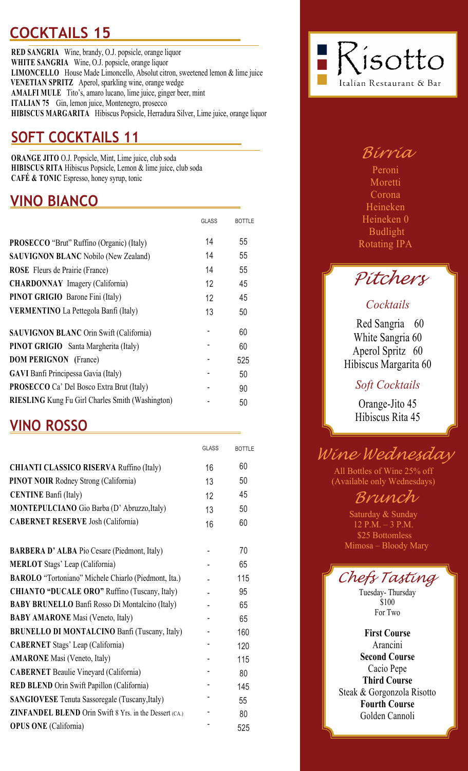## COCKTAILS 15

**RED SANGRIA** Wine, brandy, O.J. popsicle, orange liquor
**WHITE SANGRIA** Wine, O.J. popsicle, orange liquor
**LIMONCELLO** House Made Limoncello, Absolut citron, sweetened lemon & lime juice
**VENETIAN SPRITZ** Aperol, sparkling wine, orange wedge
**AMALFI MULE** Tito's, amaro lucano, lime juice, ginger beer, mint
**ITALIAN 75** Gin, lemon juice, Montenegro, prosecco
**HIBISCUS MARGARITA** Hibiscus Popsicle, Herradura Silver, Lime juice, orange liquor

## SOFT COCKTAILS 11

**ORANGE JITO** O.J. Popsicle, Mint, Lime juice, club soda
**HIBISCUS RITA** Hibiscus Popsicle, Lemon & lime juice, club soda
**CAFÉ & TONIC** Espresso, honey syrup, tonic

## VINO BIANCO

| | GLASS | BOTTLE |
|---|---|---|
| **PROSECCO** "Brut" Ruffino (Organic) (Italy) | 14 | 55 |
| **SAUVIGNON BLANC** Nobilo (New Zealand) | 14 | 55 |
| **ROSE** Fleurs de Prairie (France) | 14 | 55 |
| **CHARDONNAY** Imagery (California) | 12 | 45 |
| **PINOT GRIGIO** Barone Fini (Italy) | 12 | 45 |
| **VERMENTINO** La Pettegola Banfi (Italy) | 13 | 50 |
| **SAUVIGNON BLANC** Orin Swift (California) | - | 60 |
| **PINOT GRIGIO** Santa Margherita (Italy) | - | 60 |
| **DOM PERIGNON** (France) | - | 525 |
| **GAVI** Banfi Principessa Gavia (Italy) | - | 50 |
| **PROSECCO** Ca' Del Bosco Extra Brut (Italy) | - | 90 |
| **RIESLING** Kung Fu Girl Charles Smith (Washington) | - | 50 |

## VINO ROSSO

| | GLASS | BOTTLE |
|---|---|---|
| **CHIANTI CLASSICO RISERVA** Ruffino (Italy) | 16 | 60 |
| **PINOT NOIR** Rodney Strong (California) | 13 | 50 |
| **CENTINE** Banfi (Italy) | 12 | 45 |
| **MONTEPULCIANO** Gio Barba (D' Abruzzo,Italy) | 13 | 50 |
| **CABERNET RESERVE** Josh (California) | 16 | 60 |
| **BARBERA D' ALBA** Pio Cesare (Piedmont, Italy) | - | 70 |
| **MERLOT** Stags' Leap (California) | - | 65 |
| **BAROLO** "Tortoniano" Michele Chiarlo (Piedmont, Ita.) | - | 115 |
| **CHIANTO "DUCALE ORO"** Ruffino (Tuscany, Italy) | - | 95 |
| **BABY BRUNELLO** Banfi Rosso Di Montalcino (Italy) | - | 65 |
| **BABY AMARONE** Masi (Veneto, Italy) | - | 65 |
| **BRUNELLO DI MONTALCINO** Banfi (Tuscany, Italy) | - | 160 |
| **CABERNET** Stags' Leap (California) | - | 120 |
| **AMARONE** Masi (Veneto, Italy) | - | 115 |
| **CABERNET** Beaulie Vineyard (California) | - | 80 |
| **RED BLEND** Orin Swift Papillon (California) | - | 145 |
| **SANGIOVESE** Tenuta Sassoregale (Tuscany,Italy) | - | 55 |
| **ZINFANDEL BLEND** Orin Swift 8 Yrs. in the Dessert (CA.) | - | 80 |
| **OPUS ONE** (California) | - | 525 |

# Risotto
Italian Restaurant & Bar

## *Birria*

Peroni
Moretti
Corona
Heineken
Heineken 0
Budlight
Rotating IPA

## *Pitchers*

### *Cocktails*

Red Sangria 60
White Sangria 60
Aperol Spritz 60
Hibiscus Margarita 60

### *Soft Cocktails*

Orange-Jito 45
Hibiscus Rita 45

## *Wine Wednesday*

All Bottles of Wine 25% off
(Available only Wednesdays)

## *Brunch*

Saturday & Sunday
12 P.M. – 3 P.M.
$25 Bottomless
Mimosa – Bloody Mary

## *Chefs Tasting*

Tuesday- Thursday
$100
For Two

**First Course**
Arancini
**Second Course**
Cacio Pepe
**Third Course**
Steak & Gorgonzola Risotto
**Fourth Course**
Golden Cannoli